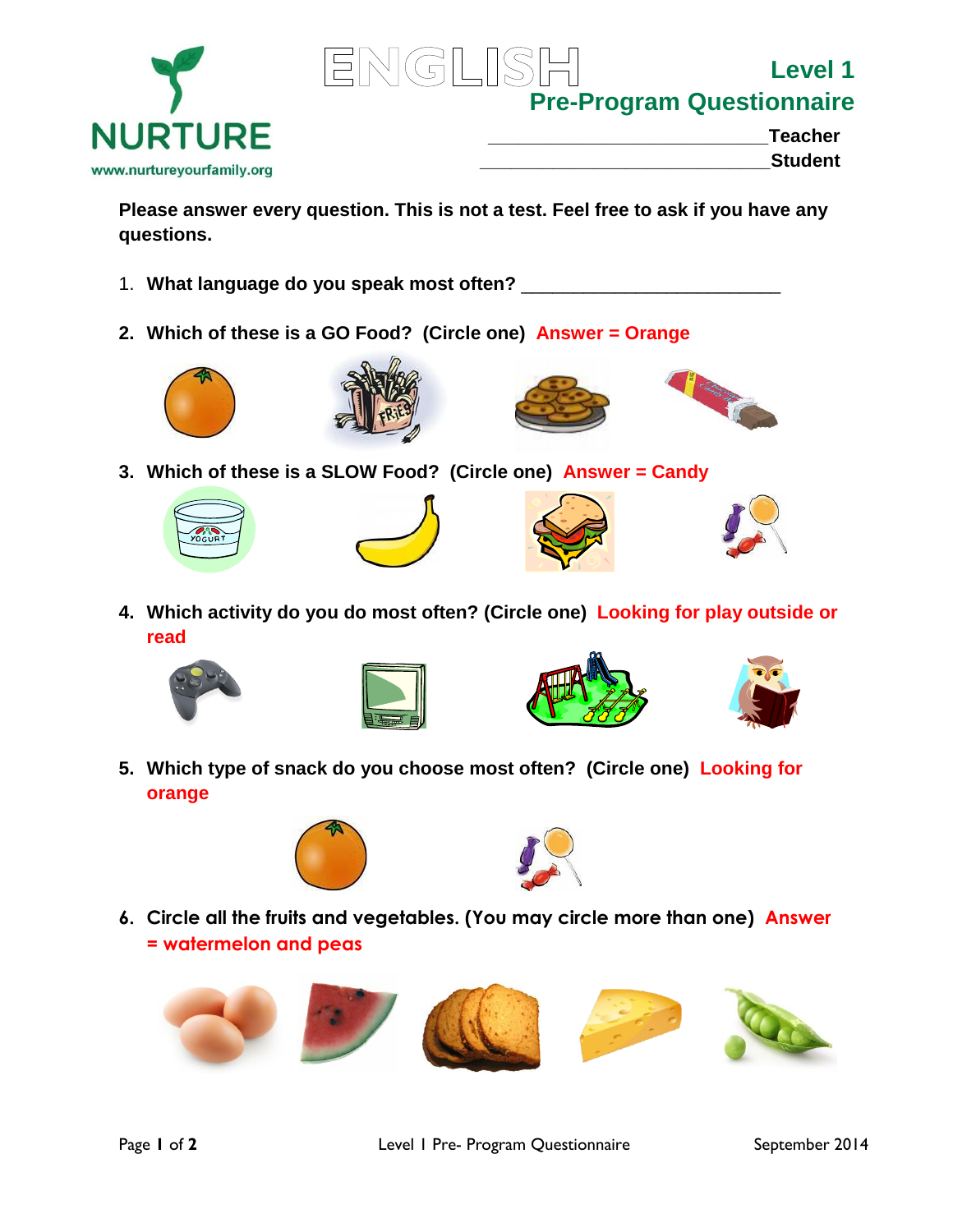# NURTURE

www.nurtureyourfamily.org

# ENGLISH

## Level 1
## Pre-Program Questionnaire

___________________________Teacher
____________________________Student

**Please answer every question. This is not a test. Feel free to ask if you have any questions.**

1. **What language do you speak most often?** _________________________

2. **Which of these is a GO Food? (Circle one)** Answer = Orange

3. **Which of these is a SLOW Food? (Circle one)** Answer = Candy

4. **Which activity do you do most often? (Circle one)** Looking for play outside or read

5. **Which type of snack do you choose most often? (Circle one)** Looking for orange

6. **Circle all the fruits and vegetables. (You may circle more than one)** Answer = watermelon and peas

Level 1 Pre- Program Questionnaire — September 2014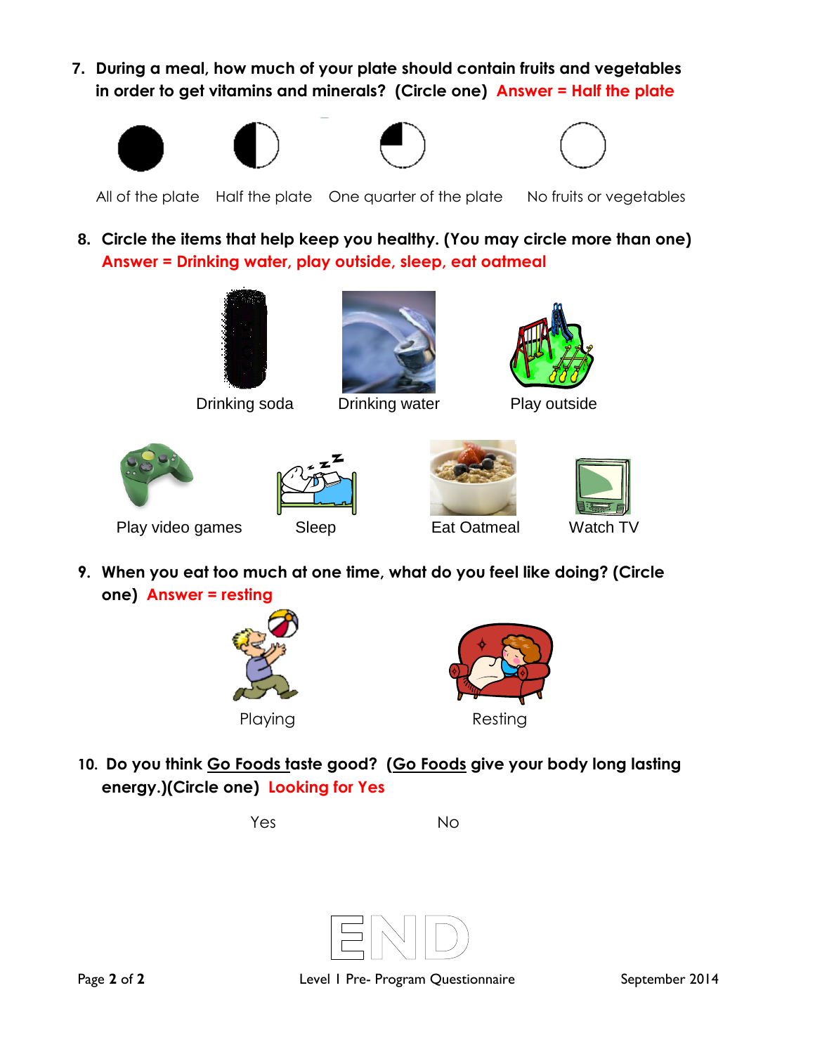7. **During a meal, how much of your plate should contain fruits and vegetables in order to get vitamins and minerals? (Circle one)** **Answer = Half the plate**

All of the plate    Half the plate    One quarter of the plate    No fruits or vegetables

8. **Circle the items that help keep you healthy. (You may circle more than one)**
   **Answer = Drinking water, play outside, sleep, eat oatmeal**

Drinking soda    Drinking water    Play outside

Play video games    Sleep    Eat Oatmeal    Watch TV

9. **When you eat too much at one time, what do you feel like doing? (Circle one)** **Answer = resting**

Playing    Resting

10. **Do you think Go Foods taste good? (Go Foods give your body long lasting energy.)(Circle one)** **Looking for Yes**

Yes    No

END

Level I Pre- Program Questionnaire    September 2014